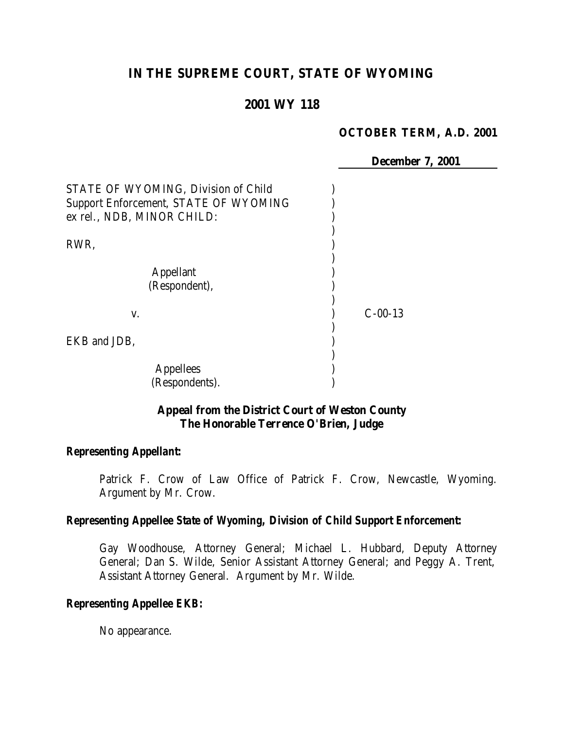# IN THE SUPREME COURT, STATE OF WYOMING

## 2001 WY 118

**OCTOBER TERM, A.D. 2001**

**December 7, 2001**

STATE OF WYOMING, Division of Child Support Enforcement, STATE OF WYOMING ex rel., NDB, MINOR CHILD:

RWR,

Appellant
(Respondent),

v. C-00-13

EKB and JDB,

Appellees
(Respondents).

**Appeal from the District Court of Weston County**
**The Honorable Terrence O'Brien, Judge**

***Representing Appellant:***

Patrick F. Crow of Law Office of Patrick F. Crow, Newcastle, Wyoming. Argument by Mr. Crow.

***Representing Appellee State of Wyoming, Division of Child Support Enforcement:***

Gay Woodhouse, Attorney General; Michael L. Hubbard, Deputy Attorney General; Dan S. Wilde, Senior Assistant Attorney General; and Peggy A. Trent, Assistant Attorney General. Argument by Mr. Wilde.

***Representing Appellee EKB:***

No appearance.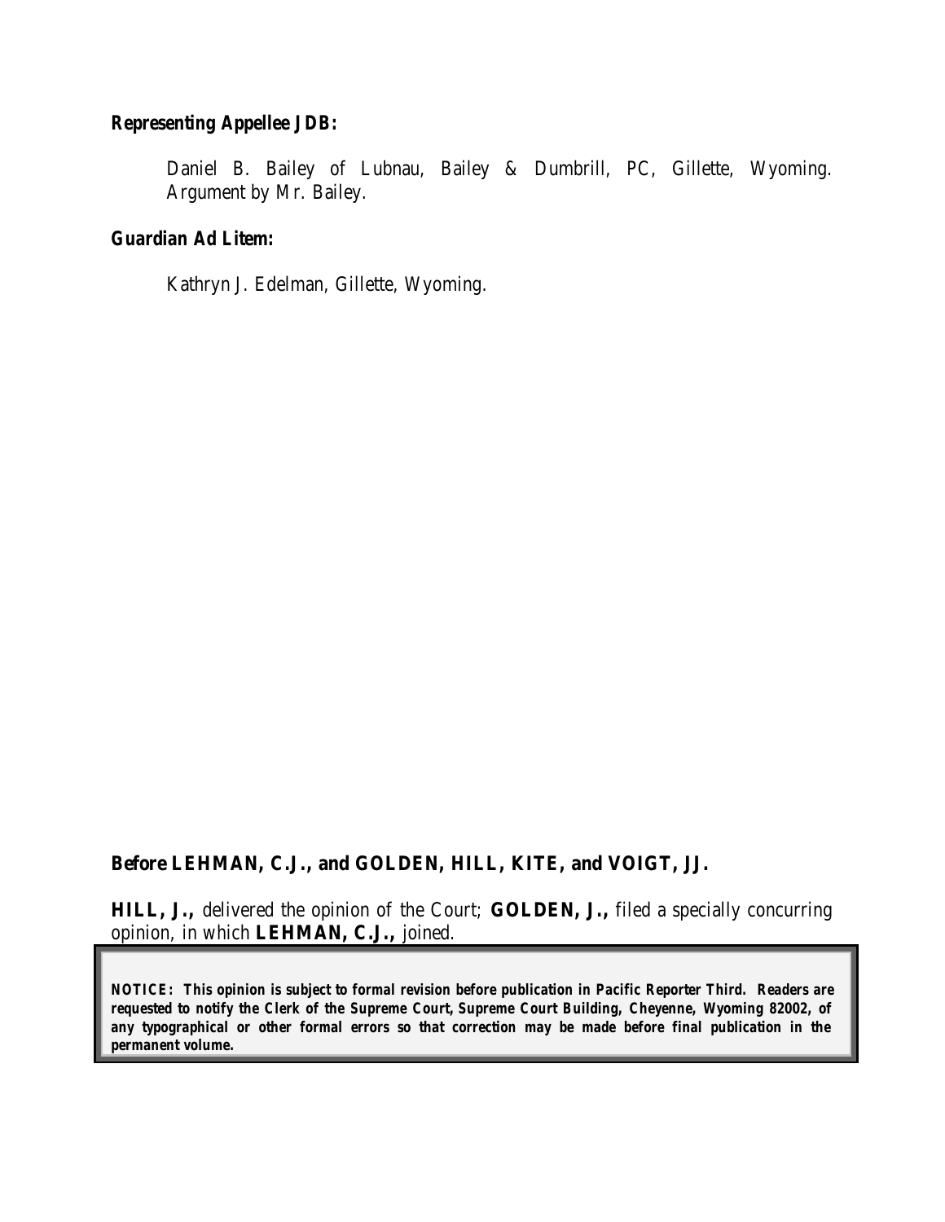**Representing Appellee JDB:**

Daniel B. Bailey of Lubnau, Bailey & Dumbrill, PC, Gillette, Wyoming. Argument by Mr. Bailey.

**Guardian Ad Litem:**

Kathryn J. Edelman, Gillette, Wyoming.

**Before LEHMAN, C.J., and GOLDEN, HILL, KITE, and VOIGT, JJ.**

**HILL, J.,** delivered the opinion of the Court; **GOLDEN, J.,** filed a specially concurring opinion, in which **LEHMAN, C.J.,** joined.

**NOTICE: This opinion is subject to formal revision before publication in Pacific Reporter Third. Readers are requested to notify the Clerk of the Supreme Court, Supreme Court Building, Cheyenne, Wyoming 82002, of any typographical or other formal errors so that correction may be made before final publication in the permanent volume.**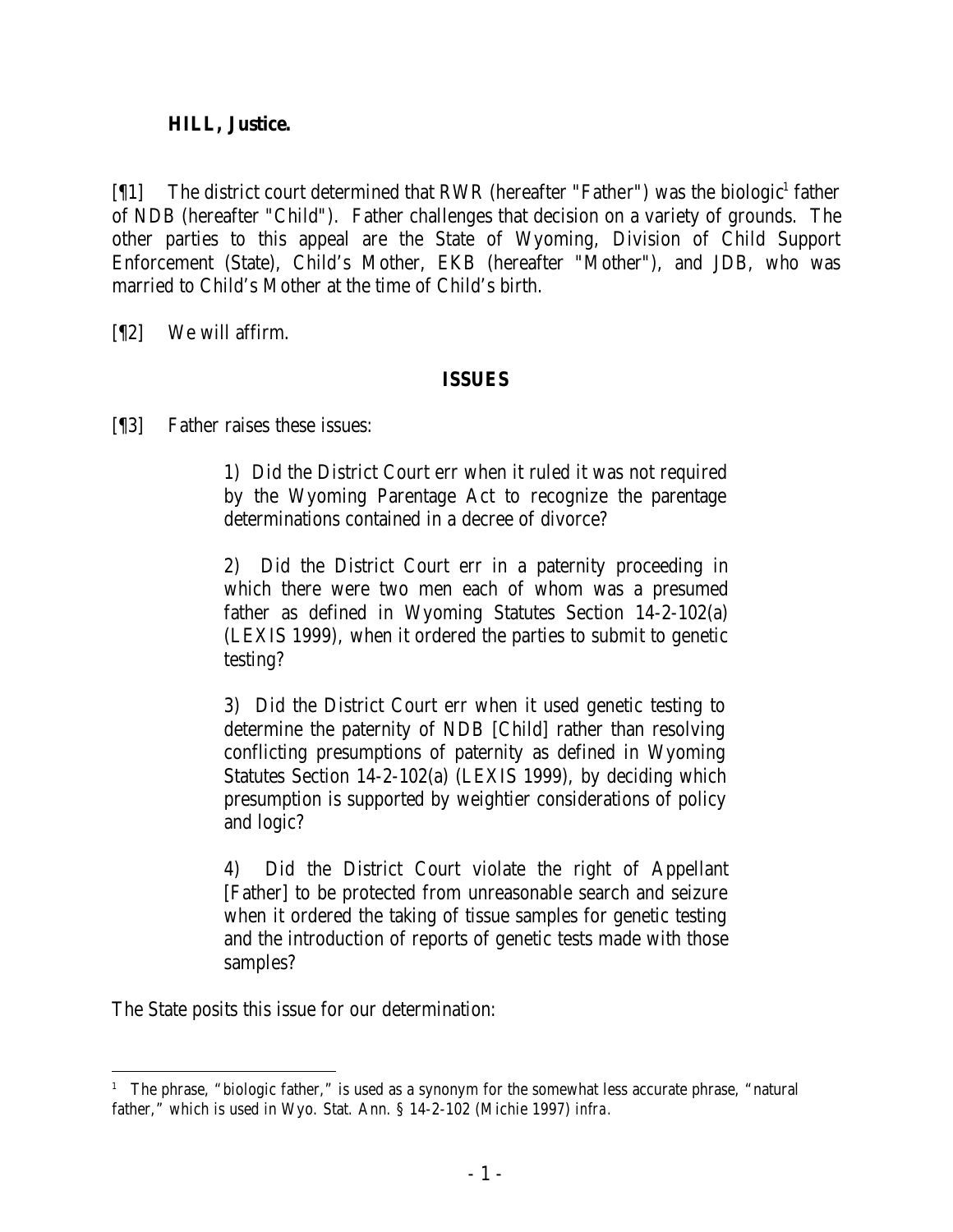**HILL, Justice.**

[¶1] The district court determined that RWR (hereafter "Father") was the biologic[1] father of NDB (hereafter "Child"). Father challenges that decision on a variety of grounds. The other parties to this appeal are the State of Wyoming, Division of Child Support Enforcement (State), Child's Mother, EKB (hereafter "Mother"), and JDB, who was married to Child's Mother at the time of Child's birth.

[¶2] We will affirm.

## ISSUES

[¶3] Father raises these issues:

> 1) Did the District Court err when it ruled it was not required by the Wyoming Parentage Act to recognize the parentage determinations contained in a decree of divorce?
>
> 2) Did the District Court err in a paternity proceeding in which there were two men each of whom was a presumed father as defined in Wyoming Statutes Section 14-2-102(a) (LEXIS 1999), when it ordered the parties to submit to genetic testing?
>
> 3) Did the District Court err when it used genetic testing to determine the paternity of NDB [Child] rather than resolving conflicting presumptions of paternity as defined in Wyoming Statutes Section 14-2-102(a) (LEXIS 1999), by deciding which presumption is supported by weightier considerations of policy and logic?
>
> 4) Did the District Court violate the right of Appellant [Father] to be protected from unreasonable search and seizure when it ordered the taking of tissue samples for genetic testing and the introduction of reports of genetic tests made with those samples?

The State posits this issue for our determination:

---

[1] The phrase, "biologic father," is used as a synonym for the somewhat less accurate phrase, "natural father," which is used in Wyo. Stat. Ann. § 14-2-102 (Michie 1997) *infra*.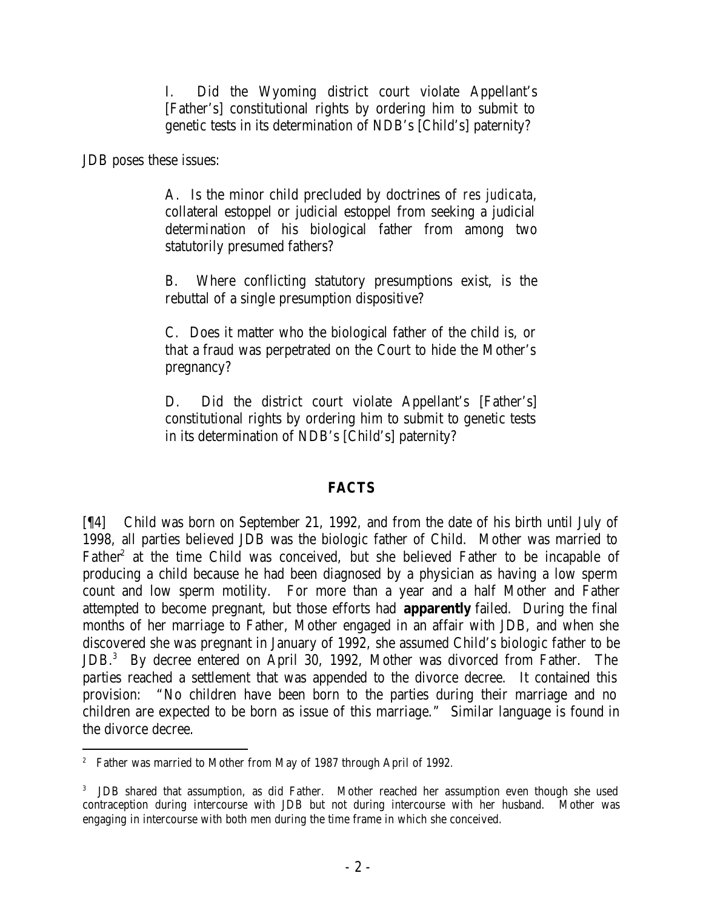I. Did the Wyoming district court violate Appellant's [Father's] constitutional rights by ordering him to submit to genetic tests in its determination of NDB's [Child's] paternity?

JDB poses these issues:

> A. Is the minor child precluded by doctrines of *res judicata*, collateral estoppel or judicial estoppel from seeking a judicial determination of his biological father from among two statutorily presumed fathers?
>
> B. Where conflicting statutory presumptions exist, is the rebuttal of a single presumption dispositive?
>
> C. Does it matter who the biological father of the child is, or that a fraud was perpetrated on the Court to hide the Mother's pregnancy?
>
> D. Did the district court violate Appellant's [Father's] constitutional rights by ordering him to submit to genetic tests in its determination of NDB's [Child's] paternity?

## FACTS

[¶4] Child was born on September 21, 1992, and from the date of his birth until July of 1998, all parties believed JDB was the biologic father of Child. Mother was married to Father[2] at the time Child was conceived, but she believed Father to be incapable of producing a child because he had been diagnosed by a physician as having a low sperm count and low sperm motility. For more than a year and a half Mother and Father attempted to become pregnant, but those efforts had **apparently** failed. During the final months of her marriage to Father, Mother engaged in an affair with JDB, and when she discovered she was pregnant in January of 1992, she assumed Child's biologic father to be JDB.[3] By decree entered on April 30, 1992, Mother was divorced from Father. The parties reached a settlement that was appended to the divorce decree. It contained this provision: "No children have been born to the parties during their marriage and no children are expected to be born as issue of this marriage." Similar language is found in the divorce decree.

---

[2] Father was married to Mother from May of 1987 through April of 1992.

[3] JDB shared that assumption, as did Father. Mother reached her assumption even though she used contraception during intercourse with JDB but not during intercourse with her husband. Mother was engaging in intercourse with both men during the time frame in which she conceived.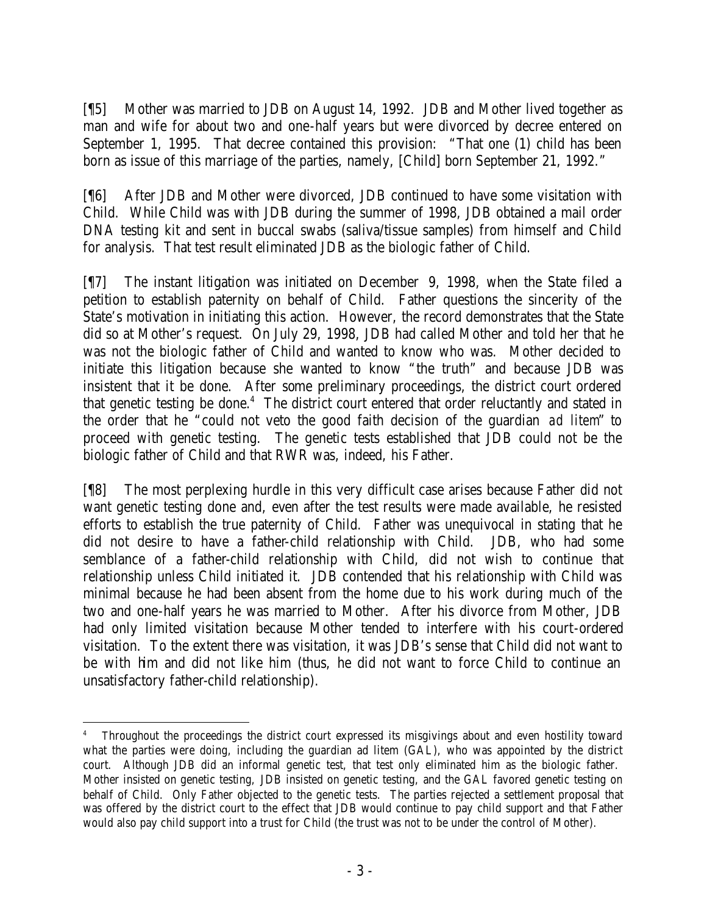[¶5] Mother was married to JDB on August 14, 1992. JDB and Mother lived together as man and wife for about two and one-half years but were divorced by decree entered on September 1, 1995. That decree contained this provision: "That one (1) child has been born as issue of this marriage of the parties, namely, [Child] born September 21, 1992."

[¶6] After JDB and Mother were divorced, JDB continued to have some visitation with Child. While Child was with JDB during the summer of 1998, JDB obtained a mail order DNA testing kit and sent in buccal swabs (saliva/tissue samples) from himself and Child for analysis. That test result eliminated JDB as the biologic father of Child.

[¶7] The instant litigation was initiated on December 9, 1998, when the State filed a petition to establish paternity on behalf of Child. Father questions the sincerity of the State's motivation in initiating this action. However, the record demonstrates that the State did so at Mother's request. On July 29, 1998, JDB had called Mother and told her that he was not the biologic father of Child and wanted to know who was. Mother decided to initiate this litigation because she wanted to know "the truth" and because JDB was insistent that it be done. After some preliminary proceedings, the district court ordered that genetic testing be done.[4] The district court entered that order reluctantly and stated in the order that he "could not veto the good faith decision of the guardian *ad litem*" to proceed with genetic testing. The genetic tests established that JDB could not be the biologic father of Child and that RWR was, indeed, his Father.

[¶8] The most perplexing hurdle in this very difficult case arises because Father did not want genetic testing done and, even after the test results were made available, he resisted efforts to establish the true paternity of Child. Father was unequivocal in stating that he did not desire to have a father-child relationship with Child. JDB, who had some semblance of a father-child relationship with Child, did not wish to continue that relationship unless Child initiated it. JDB contended that his relationship with Child was minimal because he had been absent from the home due to his work during much of the two and one-half years he was married to Mother. After his divorce from Mother, JDB had only limited visitation because Mother tended to interfere with his court-ordered visitation. To the extent there was visitation, it was JDB's sense that Child did not want to be with him and did not like him (thus, he did not want to force Child to continue an unsatisfactory father-child relationship).

[4] Throughout the proceedings the district court expressed its misgivings about and even hostility toward what the parties were doing, including the guardian ad litem (GAL), who was appointed by the district court. Although JDB did an informal genetic test, that test only eliminated him as the biologic father. Mother insisted on genetic testing, JDB insisted on genetic testing, and the GAL favored genetic testing on behalf of Child. Only Father objected to the genetic tests. The parties rejected a settlement proposal that was offered by the district court to the effect that JDB would continue to pay child support and that Father would also pay child support into a trust for Child (the trust was not to be under the control of Mother).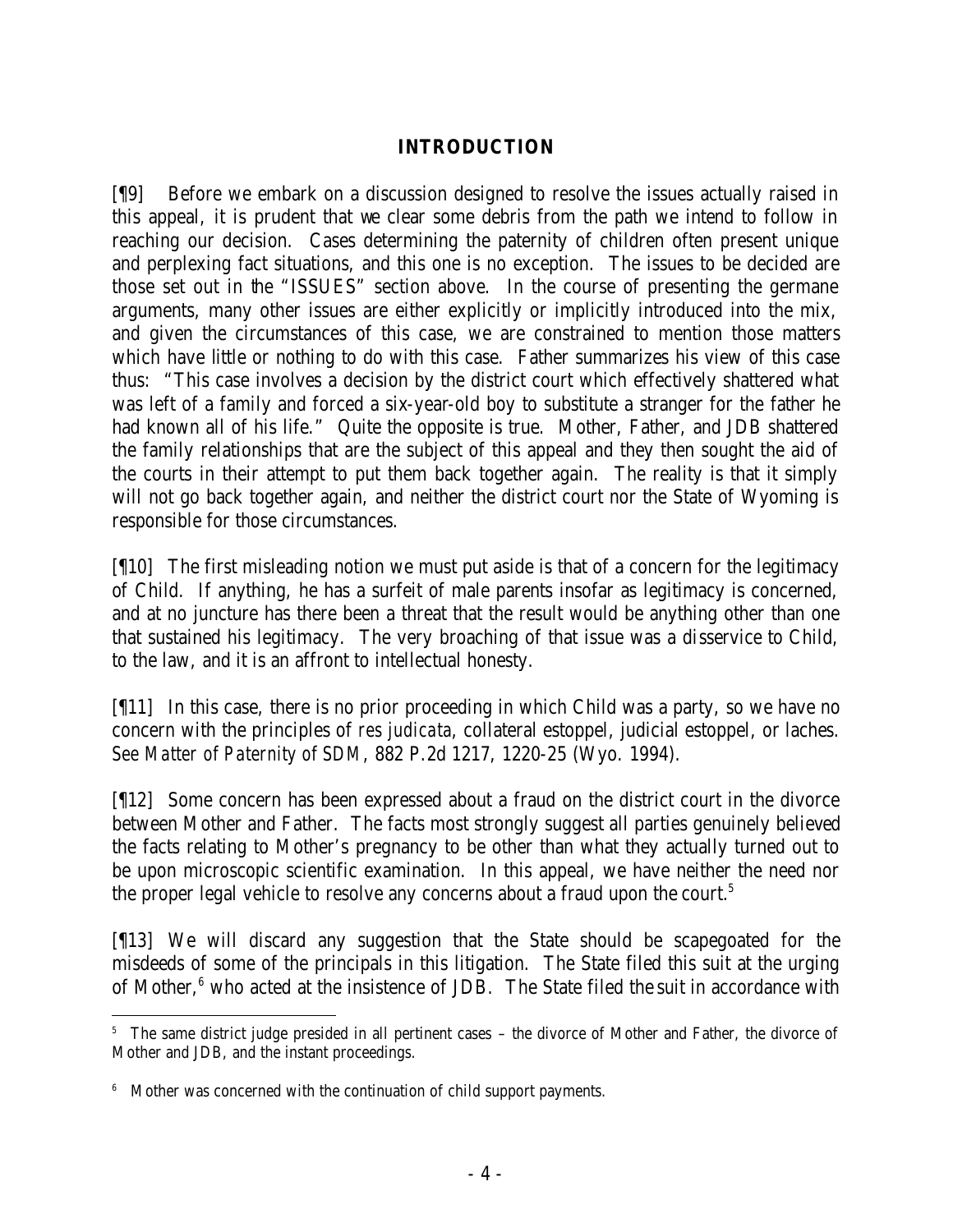## INTRODUCTION

[¶9] Before we embark on a discussion designed to resolve the issues actually raised in this appeal, it is prudent that we clear some debris from the path we intend to follow in reaching our decision. Cases determining the paternity of children often present unique and perplexing fact situations, and this one is no exception. The issues to be decided are those set out in the "ISSUES" section above. In the course of presenting the germane arguments, many other issues are either explicitly or implicitly introduced into the mix, and given the circumstances of this case, we are constrained to mention those matters which have little or nothing to do with this case. Father summarizes his view of this case thus: "This case involves a decision by the district court which effectively shattered what was left of a family and forced a six-year-old boy to substitute a stranger for the father he had known all of his life." Quite the opposite is true. Mother, Father, and JDB shattered the family relationships that are the subject of this appeal and they then sought the aid of the courts in their attempt to put them back together again. The reality is that it simply will not go back together again, and neither the district court nor the State of Wyoming is responsible for those circumstances.

[¶10] The first misleading notion we must put aside is that of a concern for the legitimacy of Child. If anything, he has a surfeit of male parents insofar as legitimacy is concerned, and at no juncture has there been a threat that the result would be anything other than one that sustained his legitimacy. The very broaching of that issue was a disservice to Child, to the law, and it is an affront to intellectual honesty.

[¶11] In this case, there is no prior proceeding in which Child was a party, so we have no concern with the principles of *res judicata*, collateral estoppel, judicial estoppel, or laches. *See Matter of Paternity of SDM*, 882 P.2d 1217, 1220-25 (Wyo. 1994).

[¶12] Some concern has been expressed about a fraud on the district court in the divorce between Mother and Father. The facts most strongly suggest all parties genuinely believed the facts relating to Mother's pregnancy to be other than what they actually turned out to be upon microscopic scientific examination. In this appeal, we have neither the need nor the proper legal vehicle to resolve any concerns about a fraud upon the court.[5]

[¶13] We will discard any suggestion that the State should be scapegoated for the misdeeds of some of the principals in this litigation. The State filed this suit at the urging of Mother,[6] who acted at the insistence of JDB. The State filed the suit in accordance with

[5] The same district judge presided in all pertinent cases – the divorce of Mother and Father, the divorce of Mother and JDB, and the instant proceedings.

[6] Mother was concerned with the continuation of child support payments.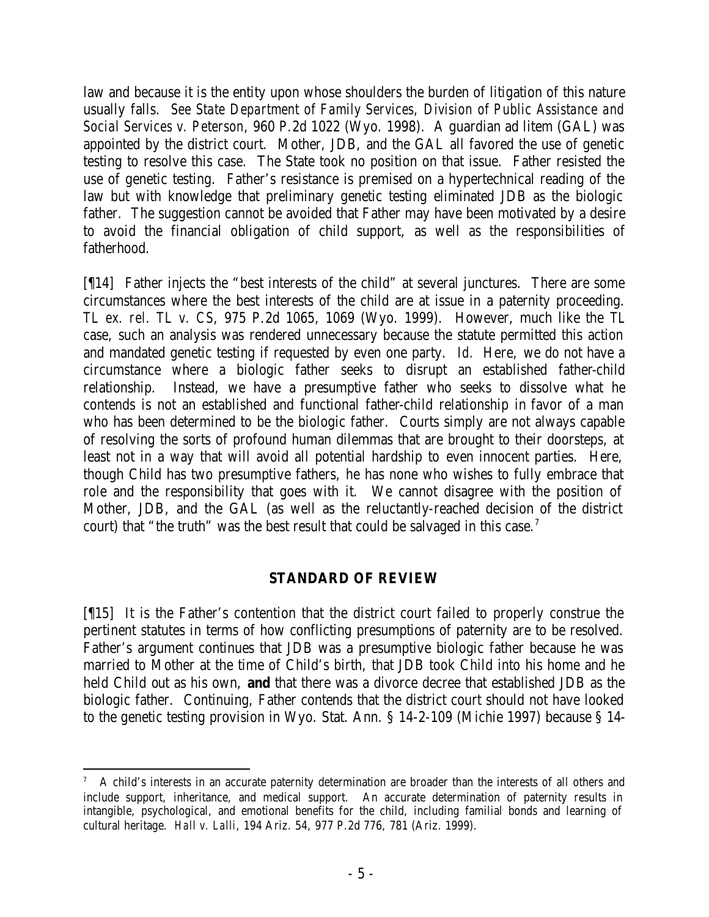law and because it is the entity upon whose shoulders the burden of litigation of this nature usually falls. *See State Department of Family Services, Division of Public Assistance and Social Services v. Peterson*, 960 P.2d 1022 (Wyo. 1998). A guardian ad litem (GAL) was appointed by the district court. Mother, JDB, and the GAL all favored the use of genetic testing to resolve this case. The State took no position on that issue. Father resisted the use of genetic testing. Father's resistance is premised on a hypertechnical reading of the law but with knowledge that preliminary genetic testing eliminated JDB as the biologic father. The suggestion cannot be avoided that Father may have been motivated by a desire to avoid the financial obligation of child support, as well as the responsibilities of fatherhood.

[¶14] Father injects the "best interests of the child" at several junctures. There are some circumstances where the best interests of the child are at issue in a paternity proceeding. *TL ex. rel. TL v. CS*, 975 P.2d 1065, 1069 (Wyo. 1999). However, much like the *TL* case, such an analysis was rendered unnecessary because the statute permitted this action and mandated genetic testing if requested by even one party. *Id.* Here, we do not have a circumstance where a biologic father seeks to disrupt an established father-child relationship. Instead, we have a presumptive father who seeks to dissolve what he contends is not an established and functional father-child relationship in favor of a man who has been determined to be the biologic father. Courts simply are not always capable of resolving the sorts of profound human dilemmas that are brought to their doorsteps, at least not in a way that will avoid all potential hardship to even innocent parties. Here, though Child has two presumptive fathers, he has none who wishes to fully embrace that role and the responsibility that goes with it. We cannot disagree with the position of Mother, JDB, and the GAL (as well as the reluctantly-reached decision of the district court) that "the truth" was the best result that could be salvaged in this case.[7]

## STANDARD OF REVIEW

[¶15] It is the Father's contention that the district court failed to properly construe the pertinent statutes in terms of how conflicting presumptions of paternity are to be resolved. Father's argument continues that JDB was a presumptive biologic father because he was married to Mother at the time of Child's birth, that JDB took Child into his home and he held Child out as his own, **and** that there was a divorce decree that established JDB as the biologic father. Continuing, Father contends that the district court should not have looked to the genetic testing provision in Wyo. Stat. Ann. § 14-2-109 (Michie 1997) because § 14-

[7] A child's interests in an accurate paternity determination are broader than the interests of all others and include support, inheritance, and medical support. An accurate determination of paternity results in intangible, psychological, and emotional benefits for the child, including familial bonds and learning of cultural heritage. *Hall v. Lalli*, 194 Ariz. 54, 977 P.2d 776, 781 (Ariz. 1999).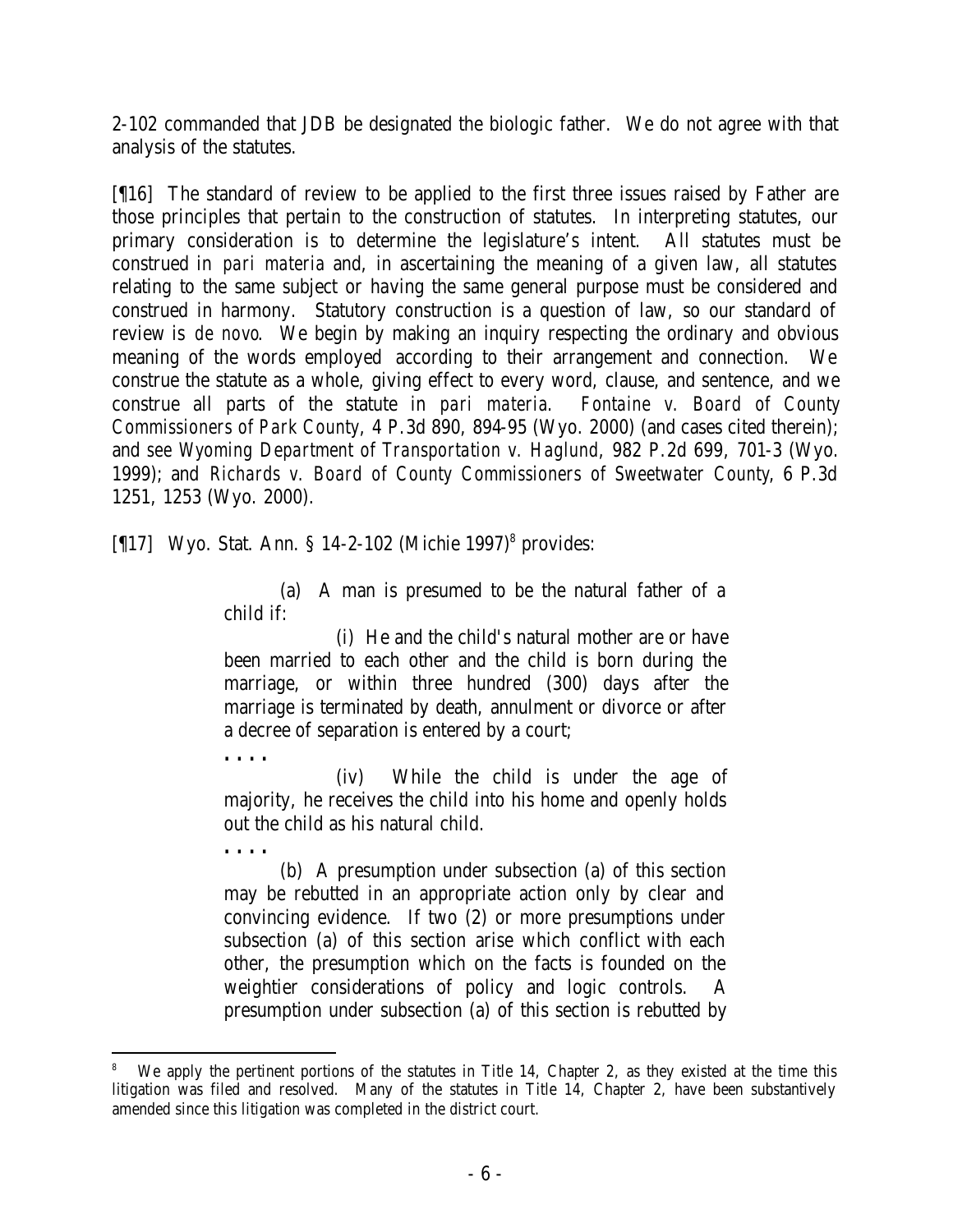2-102 commanded that JDB be designated the biologic father. We do not agree with that analysis of the statutes.

[¶16] The standard of review to be applied to the first three issues raised by Father are those principles that pertain to the construction of statutes. In interpreting statutes, our primary consideration is to determine the legislature's intent. All statutes must be construed in *pari materia* and, in ascertaining the meaning of a given law, all statutes relating to the same subject or having the same general purpose must be considered and construed in harmony. Statutory construction is a question of law, so our standard of review is *de novo*. We begin by making an inquiry respecting the ordinary and obvious meaning of the words employed according to their arrangement and connection. We construe the statute as a whole, giving effect to every word, clause, and sentence, and we construe all parts of the statute in *pari materia*. *Fontaine v. Board of County Commissioners of Park County*, 4 P.3d 890, 894-95 (Wyo. 2000) (and cases cited therein); and *see Wyoming Department of Transportation v. Haglund*, 982 P.2d 699, 701-3 (Wyo. 1999); and *Richards v. Board of County Commissioners of Sweetwater County*, 6 P.3d 1251, 1253 (Wyo. 2000).

[¶17] Wyo. Stat. Ann. § 14-2-102 (Michie 1997)[8] provides:

> (a) A man is presumed to be the natural father of a child if:
>
> (i) He and the child's natural mother are or have been married to each other and the child is born during the marriage, or within three hundred (300) days after the marriage is terminated by death, annulment or divorce or after a decree of separation is entered by a court;
>
> . . . .
>
> (iv) While the child is under the age of majority, he receives the child into his home and openly holds out the child as his natural child.
>
> . . . .
>
> (b) A presumption under subsection (a) of this section may be rebutted in an appropriate action only by clear and convincing evidence. If two (2) or more presumptions under subsection (a) of this section arise which conflict with each other, the presumption which on the facts is founded on the weightier considerations of policy and logic controls. A presumption under subsection (a) of this section is rebutted by

[8] We apply the pertinent portions of the statutes in Title 14, Chapter 2, as they existed at the time this litigation was filed and resolved. Many of the statutes in Title 14, Chapter 2, have been substantively amended since this litigation was completed in the district court.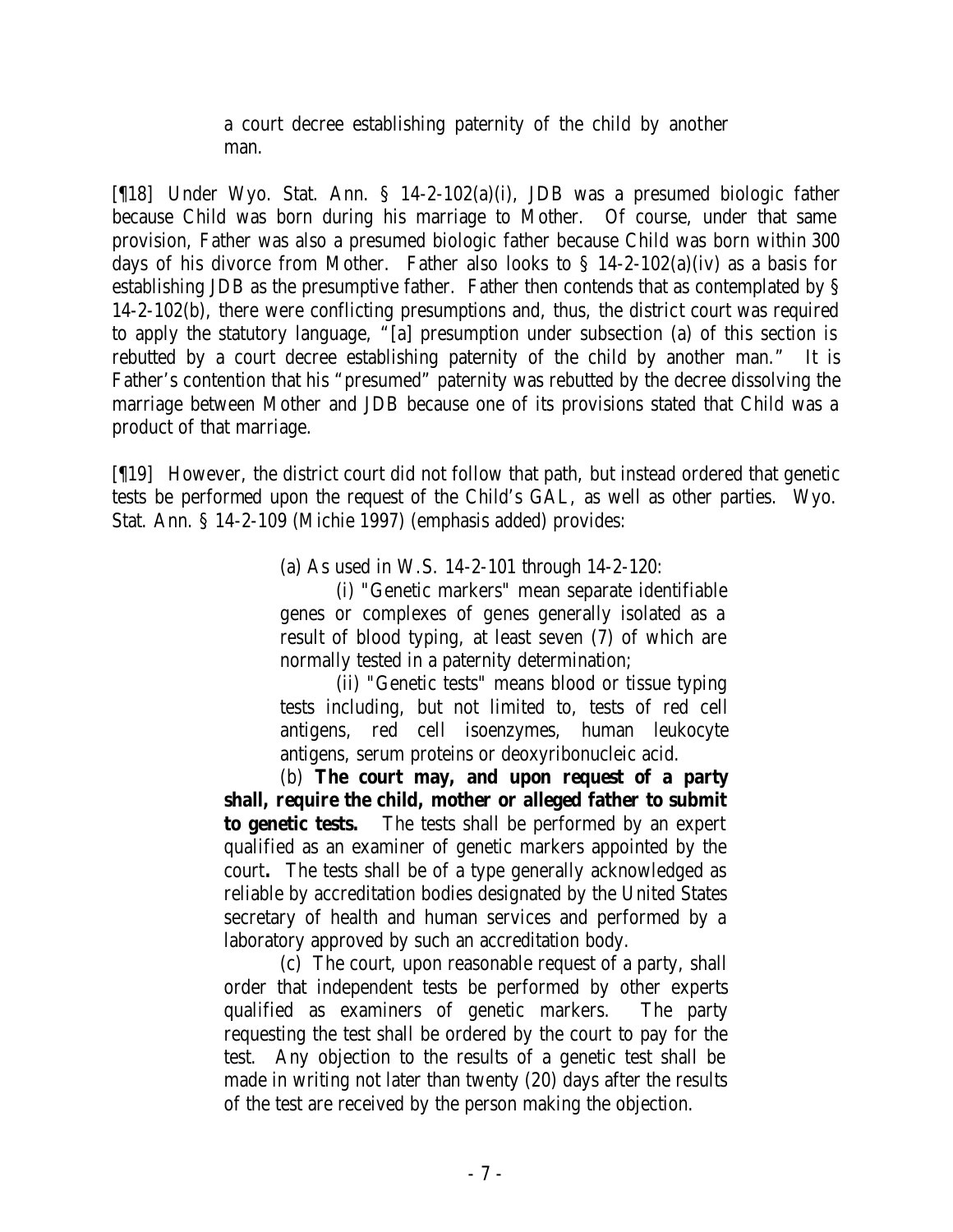> a court decree establishing paternity of the child by another man.

[¶18] Under Wyo. Stat. Ann. § 14-2-102(a)(i), JDB was a presumed biologic father because Child was born during his marriage to Mother. Of course, under that same provision, Father was also a presumed biologic father because Child was born within 300 days of his divorce from Mother. Father also looks to § 14-2-102(a)(iv) as a basis for establishing JDB as the presumptive father. Father then contends that as contemplated by § 14-2-102(b), there were conflicting presumptions and, thus, the district court was required to apply the statutory language, "[a] presumption under subsection (a) of this section is rebutted by a court decree establishing paternity of the child by another man." It is Father's contention that his "presumed" paternity was rebutted by the decree dissolving the marriage between Mother and JDB because one of its provisions stated that Child was a product of that marriage.

[¶19] However, the district court did not follow that path, but instead ordered that genetic tests be performed upon the request of the Child's GAL, as well as other parties. Wyo. Stat. Ann. § 14-2-109 (Michie 1997) (emphasis added) provides:

> (a) As used in W.S. 14-2-101 through 14-2-120:
>
> (i) "Genetic markers" mean separate identifiable genes or complexes of genes generally isolated as a result of blood typing, at least seven (7) of which are normally tested in a paternity determination;
>
> (ii) "Genetic tests" means blood or tissue typing tests including, but not limited to, tests of red cell antigens, red cell isoenzymes, human leukocyte antigens, serum proteins or deoxyribonucleic acid.
>
> (b) **The court may, and upon request of a party shall, require the child, mother or alleged father to submit to genetic tests.** The tests shall be performed by an expert qualified as an examiner of genetic markers appointed by the court**.** The tests shall be of a type generally acknowledged as reliable by accreditation bodies designated by the United States secretary of health and human services and performed by a laboratory approved by such an accreditation body.
>
> (c) The court, upon reasonable request of a party, shall order that independent tests be performed by other experts qualified as examiners of genetic markers. The party requesting the test shall be ordered by the court to pay for the test. Any objection to the results of a genetic test shall be made in writing not later than twenty (20) days after the results of the test are received by the person making the objection.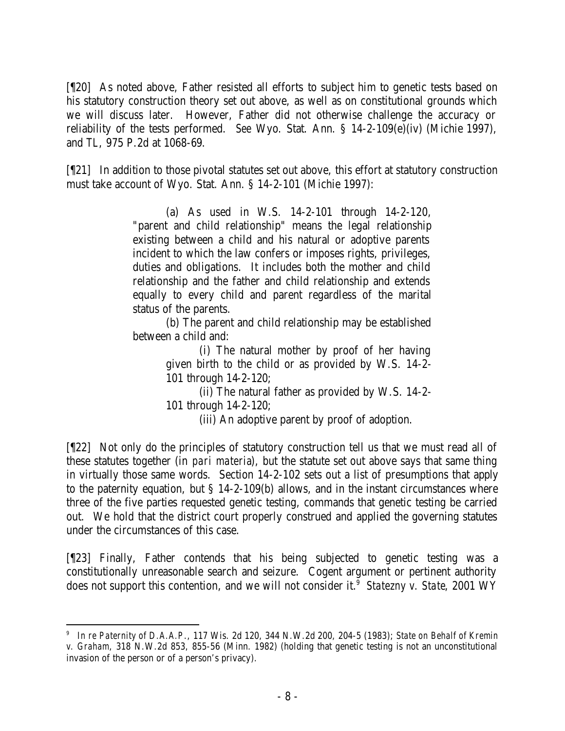[¶20] As noted above, Father resisted all efforts to subject him to genetic tests based on his statutory construction theory set out above, as well as on constitutional grounds which we will discuss later. However, Father did not otherwise challenge the accuracy or reliability of the tests performed. *See* Wyo. Stat. Ann. § 14-2-109(e)(iv) (Michie 1997), and *TL*, 975 P.2d at 1068-69.

[¶21] In addition to those pivotal statutes set out above, this effort at statutory construction must take account of Wyo. Stat. Ann. § 14-2-101 (Michie 1997):

> (a) As used in W.S. 14-2-101 through 14-2-120, "parent and child relationship" means the legal relationship existing between a child and his natural or adoptive parents incident to which the law confers or imposes rights, privileges, duties and obligations. It includes both the mother and child relationship and the father and child relationship and extends equally to every child and parent regardless of the marital status of the parents.
>
> (b) The parent and child relationship may be established between a child and:
>
> > (i) The natural mother by proof of her having given birth to the child or as provided by W.S. 14-2-101 through 14-2-120;
> >
> > (ii) The natural father as provided by W.S. 14-2-101 through 14-2-120;
> >
> > (iii) An adoptive parent by proof of adoption.

[¶22] Not only do the principles of statutory construction tell us that we must read all of these statutes together (*in pari materia*), but the statute set out above says that same thing in virtually those same words. Section 14-2-102 sets out a list of presumptions that apply to the paternity equation, but § 14-2-109(b) allows, and in the instant circumstances where three of the five parties requested genetic testing, commands that genetic testing be carried out. We hold that the district court properly construed and applied the governing statutes under the circumstances of this case.

[¶23] Finally, Father contends that his being subjected to genetic testing was a constitutionally unreasonable search and seizure. Cogent argument or pertinent authority does not support this contention, and we will not consider it.[9] *Statezny v. State*, 2001 WY

---

[9] *In re Paternity of D.A.A.P.*, 117 Wis. 2d 120, 344 N.W.2d 200, 204-5 (1983); *State on Behalf of Kremin v. Graham*, 318 N.W.2d 853, 855-56 (Minn. 1982) (holding that genetic testing is not an unconstitutional invasion of the person or of a person's privacy).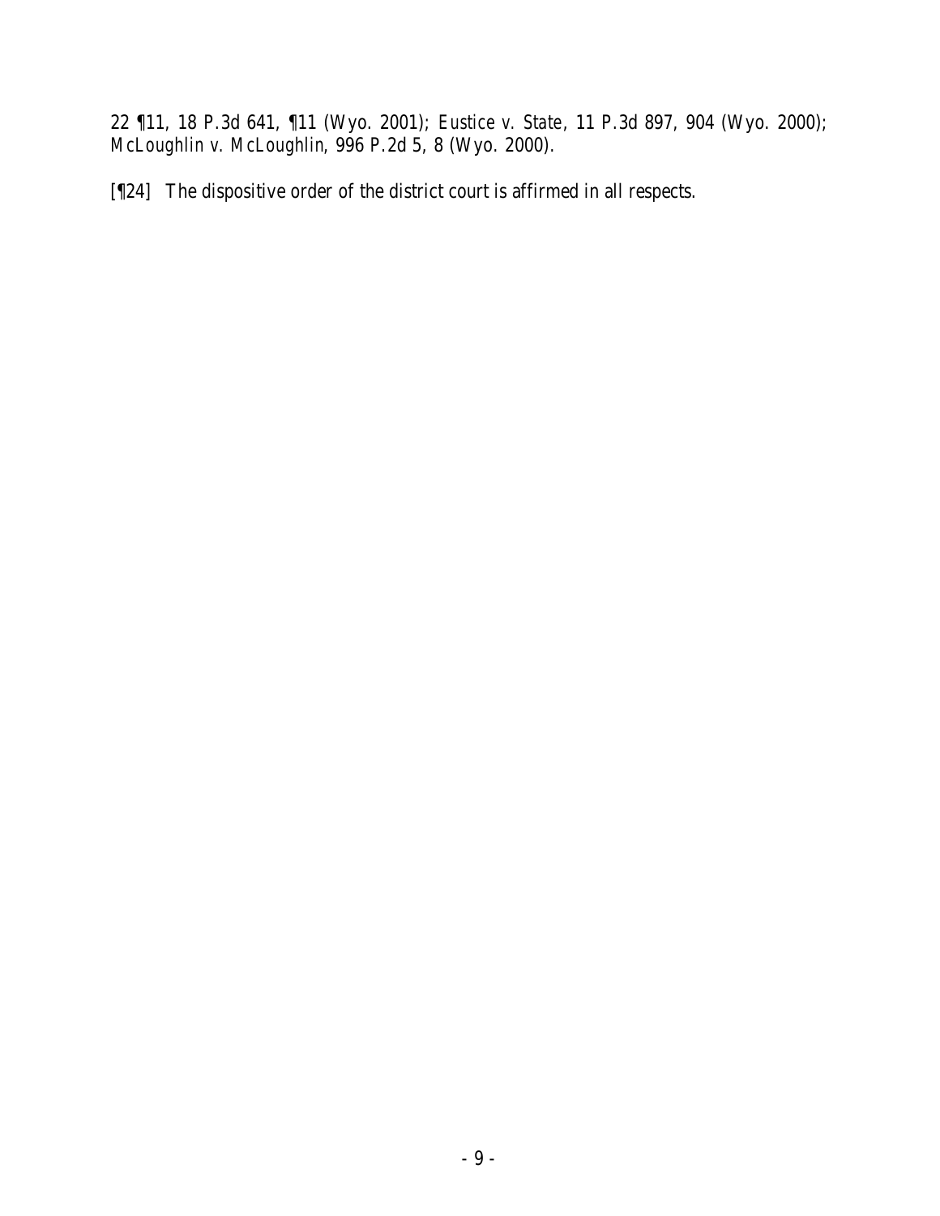22 ¶11, 18 P.3d 641, ¶11 (Wyo. 2001); *Eustice v. State*, 11 P.3d 897, 904 (Wyo. 2000); *McLoughlin v. McLoughlin*, 996 P.2d 5, 8 (Wyo. 2000).

[¶24] The dispositive order of the district court is affirmed in all respects.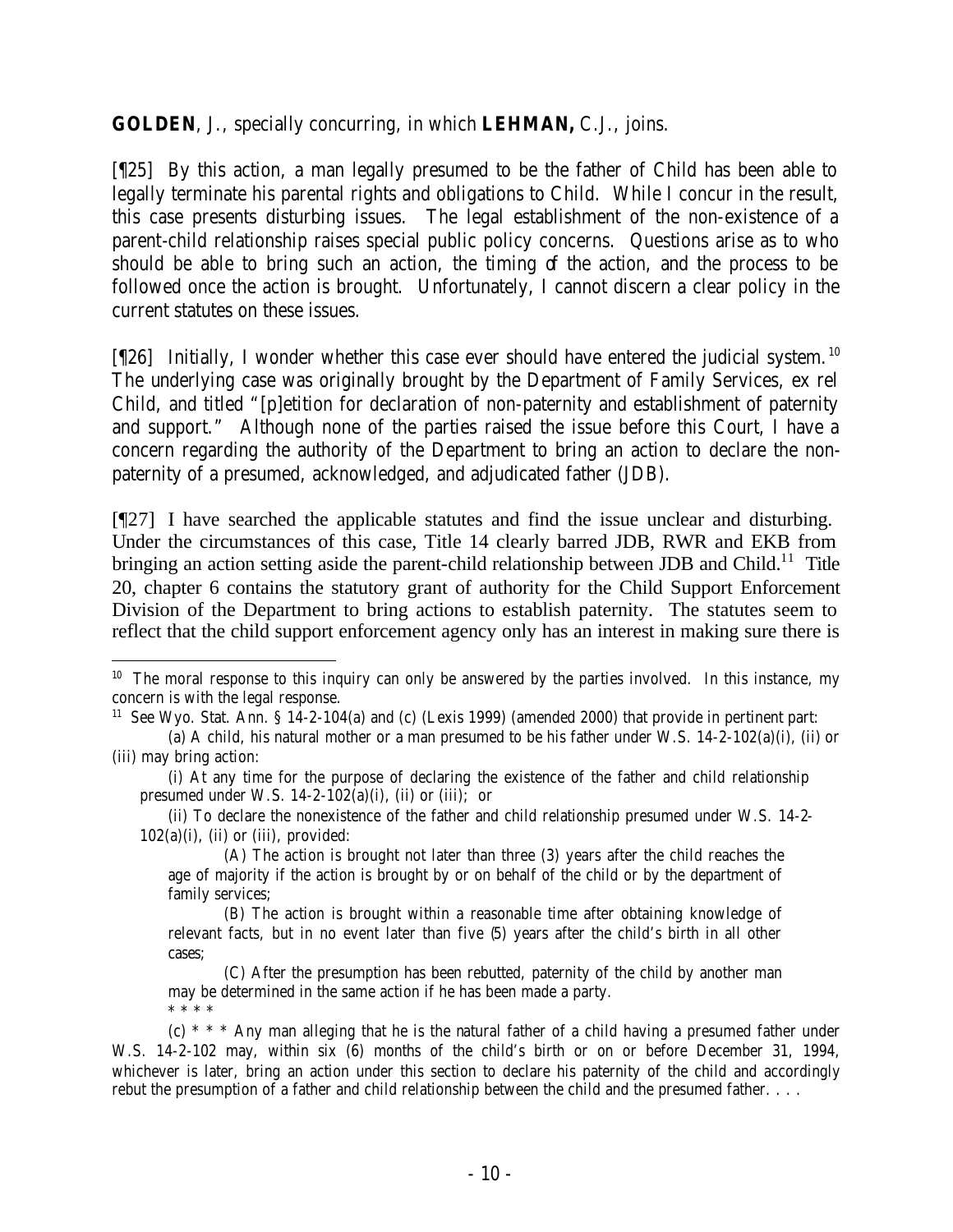**GOLDEN**, J., specially concurring, in which **LEHMAN,** C.J., joins.

[¶25] By this action, a man legally presumed to be the father of Child has been able to legally terminate his parental rights and obligations to Child. While I concur in the result, this case presents disturbing issues. The legal establishment of the non-existence of a parent-child relationship raises special public policy concerns. Questions arise as to who should be able to bring such an action, the timing of the action, and the process to be followed once the action is brought. Unfortunately, I cannot discern a clear policy in the current statutes on these issues.

[¶26] Initially, I wonder whether this case ever should have entered the judicial system.[10] The underlying case was originally brought by the Department of Family Services, ex rel Child, and titled "[p]etition for declaration of non-paternity and establishment of paternity and support." Although none of the parties raised the issue before this Court, I have a concern regarding the authority of the Department to bring an action to declare the non-paternity of a presumed, acknowledged, and adjudicated father (JDB).

[¶27] I have searched the applicable statutes and find the issue unclear and disturbing. Under the circumstances of this case, Title 14 clearly barred JDB, RWR and EKB from bringing an action setting aside the parent-child relationship between JDB and Child.[11] Title 20, chapter 6 contains the statutory grant of authority for the Child Support Enforcement Division of the Department to bring actions to establish paternity. The statutes seem to reflect that the child support enforcement agency only has an interest in making sure there is

---

[10] The moral response to this inquiry can only be answered by the parties involved. In this instance, my concern is with the legal response.

[11] See Wyo. Stat. Ann. § 14-2-104(a) and (c) (Lexis 1999) (amended 2000) that provide in pertinent part:

(a) A child, his natural mother or a man presumed to be his father under W.S. 14-2-102(a)(i), (ii) or (iii) may bring action:

(i) At any time for the purpose of declaring the existence of the father and child relationship presumed under W.S. 14-2-102(a)(i), (ii) or (iii); or

(ii) To declare the nonexistence of the father and child relationship presumed under W.S. 14-2-102(a)(i), (ii) or (iii), provided:

(A) The action is brought not later than three (3) years after the child reaches the age of majority if the action is brought by or on behalf of the child or by the department of family services;

(B) The action is brought within a reasonable time after obtaining knowledge of relevant facts, but in no event later than five (5) years after the child's birth in all other cases;

(C) After the presumption has been rebutted, paternity of the child by another man may be determined in the same action if he has been made a party.

\* \* \* \*

(c) \* \* \* Any man alleging that he is the natural father of a child having a presumed father under W.S. 14-2-102 may, within six (6) months of the child's birth or on or before December 31, 1994, whichever is later, bring an action under this section to declare his paternity of the child and accordingly rebut the presumption of a father and child relationship between the child and the presumed father. . . .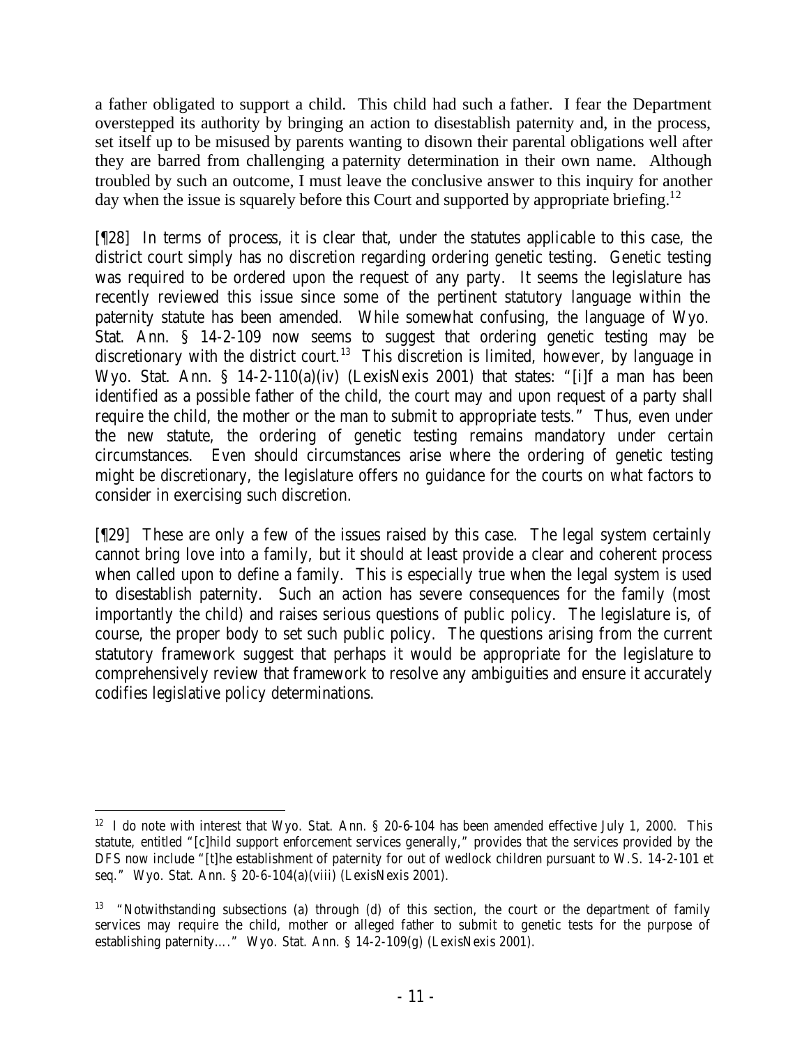a father obligated to support a child. This child had such a father. I fear the Department overstepped its authority by bringing an action to disestablish paternity and, in the process, set itself up to be misused by parents wanting to disown their parental obligations well after they are barred from challenging a paternity determination in their own name. Although troubled by such an outcome, I must leave the conclusive answer to this inquiry for another day when the issue is squarely before this Court and supported by appropriate briefing.[12]

[¶28] In terms of process, it is clear that, under the statutes applicable to this case, the district court simply has no discretion regarding ordering genetic testing. Genetic testing was required to be ordered upon the request of any party. It seems the legislature has recently reviewed this issue since some of the pertinent statutory language within the paternity statute has been amended. While somewhat confusing, the language of Wyo. Stat. Ann. § 14-2-109 now seems to suggest that ordering genetic testing may be discretionary with the district court.[13] This discretion is limited, however, by language in Wyo. Stat. Ann. § 14-2-110(a)(iv) (LexisNexis 2001) that states: "[i]f a man has been identified as a possible father of the child, the court may and upon request of a party shall require the child, the mother or the man to submit to appropriate tests." Thus, even under the new statute, the ordering of genetic testing remains mandatory under certain circumstances. Even should circumstances arise where the ordering of genetic testing might be discretionary, the legislature offers no guidance for the courts on what factors to consider in exercising such discretion.

[¶29] These are only a few of the issues raised by this case. The legal system certainly cannot bring love into a family, but it should at least provide a clear and coherent process when called upon to define a family. This is especially true when the legal system is used to disestablish paternity. Such an action has severe consequences for the family (most importantly the child) and raises serious questions of public policy. The legislature is, of course, the proper body to set such public policy. The questions arising from the current statutory framework suggest that perhaps it would be appropriate for the legislature to comprehensively review that framework to resolve any ambiguities and ensure it accurately codifies legislative policy determinations.

---

[12] I do note with interest that Wyo. Stat. Ann. § 20-6-104 has been amended effective July 1, 2000. This statute, entitled "[c]hild support enforcement services generally," provides that the services provided by the DFS now include "[t]he establishment of paternity for out of wedlock children pursuant to W.S. 14-2-101 et seq." Wyo. Stat. Ann. § 20-6-104(a)(viii) (LexisNexis 2001).

[13] "Notwithstanding subsections (a) through (d) of this section, the court or the department of family services may require the child, mother or alleged father to submit to genetic tests for the purpose of establishing paternity...." Wyo. Stat. Ann. § 14-2-109(g) (LexisNexis 2001).